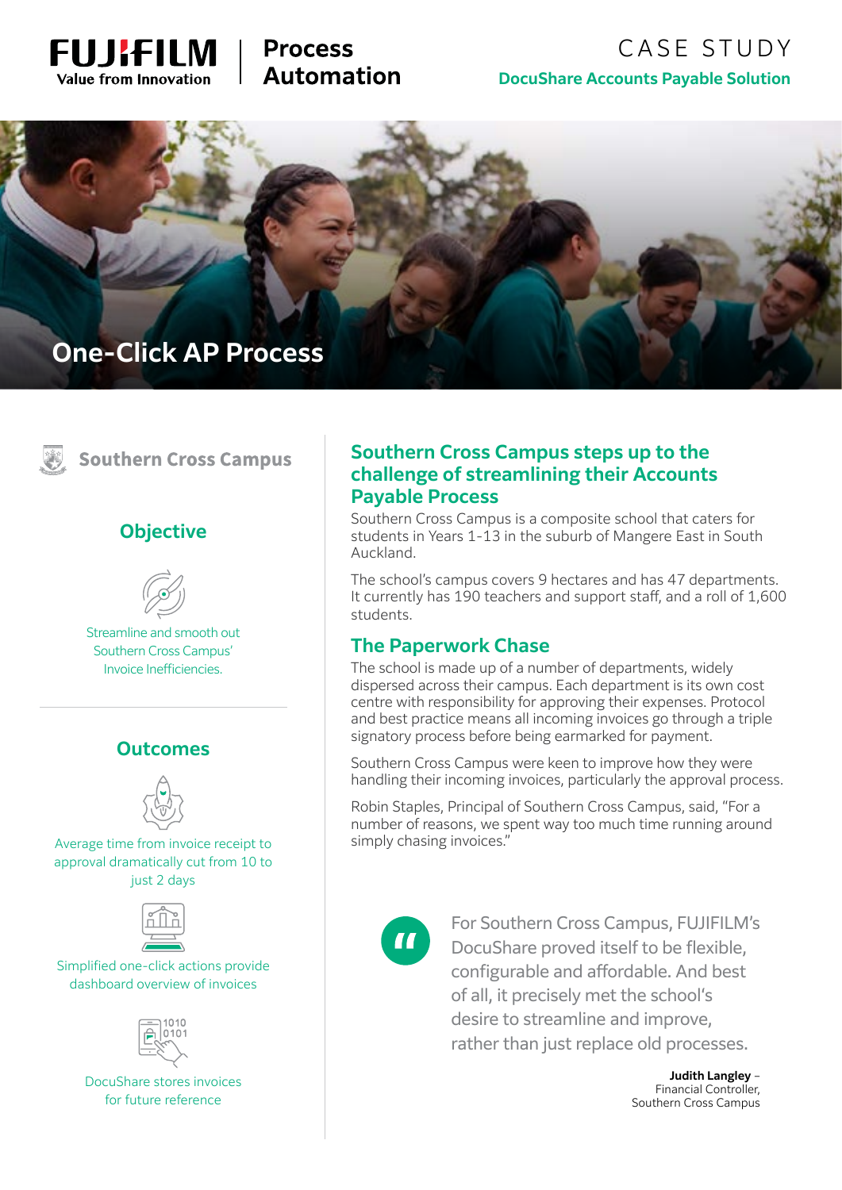FUJIFILM
Value from Innovation

**Process Automation**

CASE STUDY

**DocuShare Accounts Payable Solution**

# One-Click AP Process

**Southern Cross Campus**

## Objective

Streamline and smooth out Southern Cross Campus' Invoice Inefficiencies.

## Outcomes

Average time from invoice receipt to approval dramatically cut from 10 to just 2 days

Simplified one-click actions provide dashboard overview of invoices

DocuShare stores invoices for future reference

## Southern Cross Campus steps up to the challenge of streamlining their Accounts Payable Process

Southern Cross Campus is a composite school that caters for students in Years 1-13 in the suburb of Mangere East in South Auckland.

The school's campus covers 9 hectares and has 47 departments. It currently has 190 teachers and support staff, and a roll of 1,600 students.

## The Paperwork Chase

The school is made up of a number of departments, widely dispersed across their campus. Each department is its own cost centre with responsibility for approving their expenses. Protocol and best practice means all incoming invoices go through a triple signatory process before being earmarked for payment.

Southern Cross Campus were keen to improve how they were handling their incoming invoices, particularly the approval process.

Robin Staples, Principal of Southern Cross Campus, said, "For a number of reasons, we spent way too much time running around simply chasing invoices."

> For Southern Cross Campus, FUJIFILM's DocuShare proved itself to be flexible, configurable and affordable. And best of all, it precisely met the school's desire to streamline and improve, rather than just replace old processes.
>
> **Judith Langley** –
> Financial Controller,
> Southern Cross Campus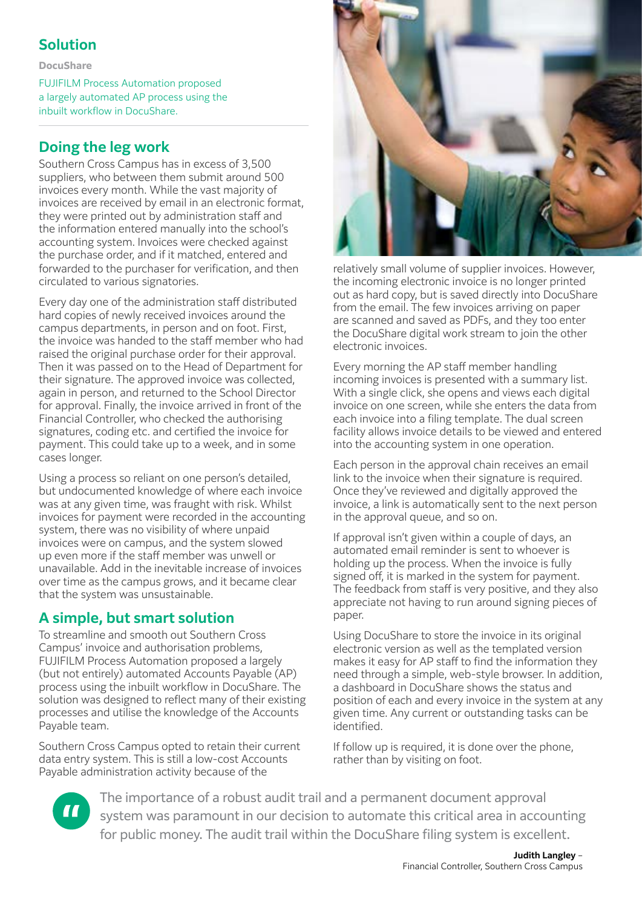## Solution

**DocuShare**

FUJIFILM Process Automation proposed a largely automated AP process using the inbuilt workflow in DocuShare.

## Doing the leg work

Southern Cross Campus has in excess of 3,500 suppliers, who between them submit around 500 invoices every month. While the vast majority of invoices are received by email in an electronic format, they were printed out by administration staff and the information entered manually into the school's accounting system. Invoices were checked against the purchase order, and if it matched, entered and forwarded to the purchaser for verification, and then circulated to various signatories.

Every day one of the administration staff distributed hard copies of newly received invoices around the campus departments, in person and on foot. First, the invoice was handed to the staff member who had raised the original purchase order for their approval. Then it was passed on to the Head of Department for their signature. The approved invoice was collected, again in person, and returned to the School Director for approval. Finally, the invoice arrived in front of the Financial Controller, who checked the authorising signatures, coding etc. and certified the invoice for payment. This could take up to a week, and in some cases longer.

Using a process so reliant on one person's detailed, but undocumented knowledge of where each invoice was at any given time, was fraught with risk. Whilst invoices for payment were recorded in the accounting system, there was no visibility of where unpaid invoices were on campus, and the system slowed up even more if the staff member was unwell or unavailable. Add in the inevitable increase of invoices over time as the campus grows, and it became clear that the system was unsustainable.

## A simple, but smart solution

To streamline and smooth out Southern Cross Campus' invoice and authorisation problems, FUJIFILM Process Automation proposed a largely (but not entirely) automated Accounts Payable (AP) process using the inbuilt workflow in DocuShare. The solution was designed to reflect many of their existing processes and utilise the knowledge of the Accounts Payable team.

Southern Cross Campus opted to retain their current data entry system. This is still a low-cost Accounts Payable administration activity because of the relatively small volume of supplier invoices. However, the incoming electronic invoice is no longer printed out as hard copy, but is saved directly into DocuShare from the email. The few invoices arriving on paper are scanned and saved as PDFs, and they too enter the DocuShare digital work stream to join the other electronic invoices.

Every morning the AP staff member handling incoming invoices is presented with a summary list. With a single click, she opens and views each digital invoice on one screen, while she enters the data from each invoice into a filing template. The dual screen facility allows invoice details to be viewed and entered into the accounting system in one operation.

Each person in the approval chain receives an email link to the invoice when their signature is required. Once they've reviewed and digitally approved the invoice, a link is automatically sent to the next person in the approval queue, and so on.

If approval isn't given within a couple of days, an automated email reminder is sent to whoever is holding up the process. When the invoice is fully signed off, it is marked in the system for payment. The feedback from staff is very positive, and they also appreciate not having to run around signing pieces of paper.

Using DocuShare to store the invoice in its original electronic version as well as the templated version makes it easy for AP staff to find the information they need through a simple, web-style browser. In addition, a dashboard in DocuShare shows the status and position of each and every invoice in the system at any given time. Any current or outstanding tasks can be identified.

If follow up is required, it is done over the phone, rather than by visiting on foot.

> The importance of a robust audit trail and a permanent document approval system was paramount in our decision to automate this critical area in accounting for public money. The audit trail within the DocuShare filing system is excellent.
>
> **Judith Langley** – Financial Controller, Southern Cross Campus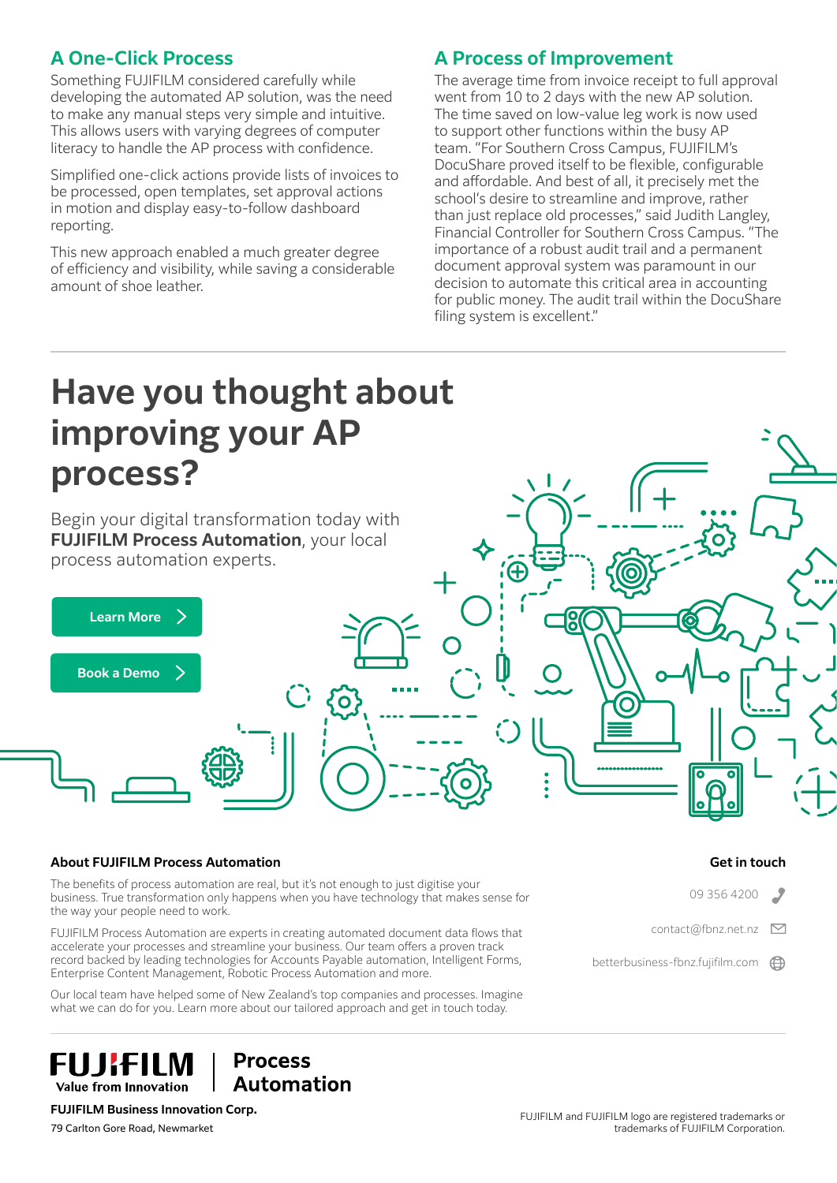## A One-Click Process

Something FUJIFILM considered carefully while developing the automated AP solution, was the need to make any manual steps very simple and intuitive. This allows users with varying degrees of computer literacy to handle the AP process with confidence.

Simplified one-click actions provide lists of invoices to be processed, open templates, set approval actions in motion and display easy-to-follow dashboard reporting.

This new approach enabled a much greater degree of efficiency and visibility, while saving a considerable amount of shoe leather.

## A Process of Improvement

The average time from invoice receipt to full approval went from 10 to 2 days with the new AP solution. The time saved on low-value leg work is now used to support other functions within the busy AP team. "For Southern Cross Campus, FUJIFILM's DocuShare proved itself to be flexible, configurable and affordable. And best of all, it precisely met the school's desire to streamline and improve, rather than just replace old processes," said Judith Langley, Financial Controller for Southern Cross Campus. "The importance of a robust audit trail and a permanent document approval system was paramount in our decision to automate this critical area in accounting for public money. The audit trail within the DocuShare filing system is excellent."

# Have you thought about improving your AP process?

Begin your digital transformation today with **FUJIFILM Process Automation**, your local process automation experts.

Learn More

Book a Demo

### About FUJIFILM Process Automation

The benefits of process automation are real, but it's not enough to just digitise your business. True transformation only happens when you have technology that makes sense for the way your people need to work.

FUJIFILM Process Automation are experts in creating automated document data flows that accelerate your processes and streamline your business. Our team offers a proven track record backed by leading technologies for Accounts Payable automation, Intelligent Forms, Enterprise Content Management, Robotic Process Automation and more.

Our local team have helped some of New Zealand's top companies and processes. Imagine what we can do for you. Learn more about our tailored approach and get in touch today.

### Get in touch

09 356 4200

contact@fbnz.net.nz

betterbusiness-fbnz.fujifilm.com

FUJIFILM Value from Innovation | Process Automation

**FUJIFILM Business Innovation Corp.**

79 Carlton Gore Road, Newmarket

FUJIFILM and FUJIFILM logo are registered trademarks or trademarks of FUJIFILM Corporation.